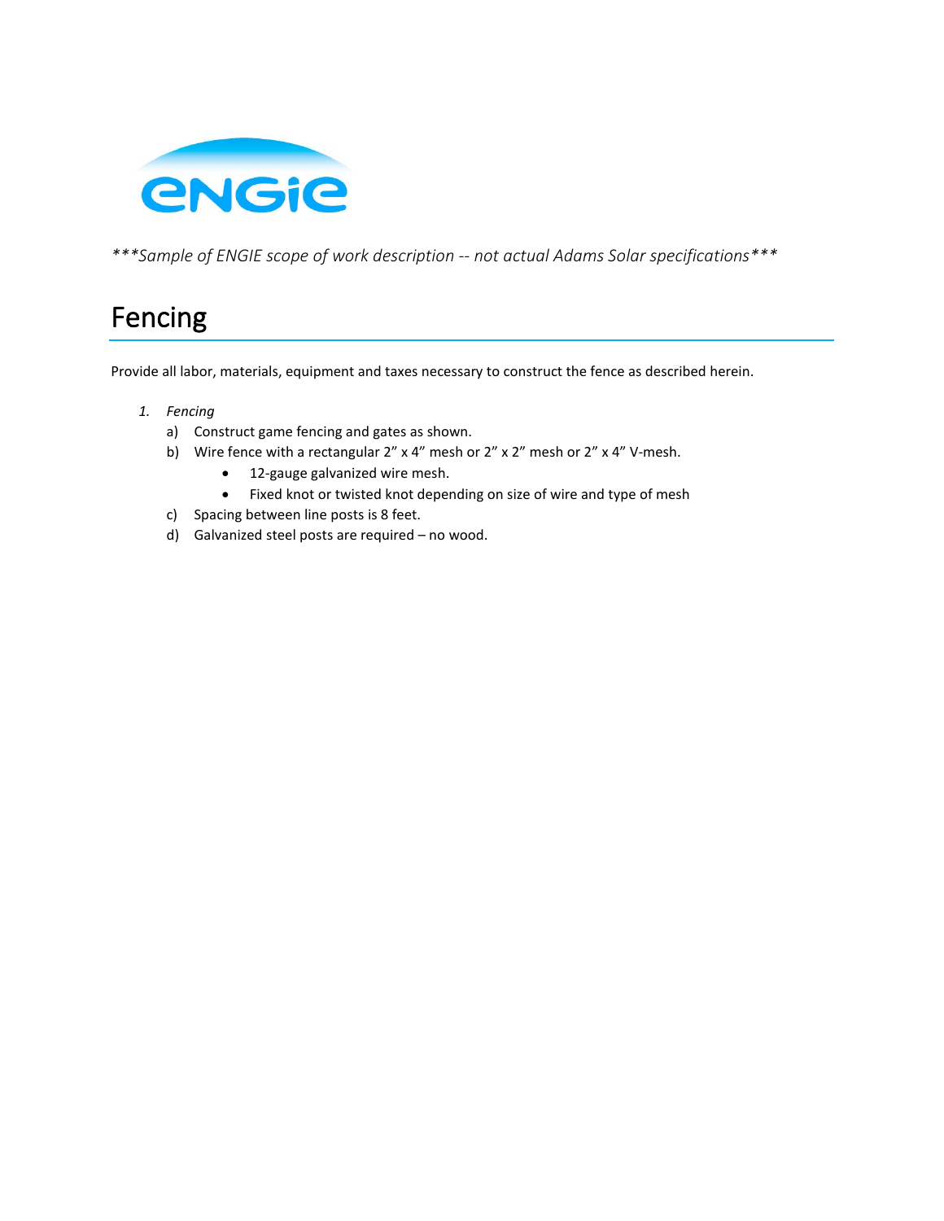*\*\*\*Sample of ENGIE scope of work description -- not actual Adams Solar specifications\*\*\**

# Fencing

Provide all labor, materials, equipment and taxes necessary to construct the fence as described herein.

1. *Fencing*
   a) Construct game fencing and gates as shown.
   b) Wire fence with a rectangular 2" x 4" mesh or 2" x 2" mesh or 2" x 4" V-mesh.
      - 12-gauge galvanized wire mesh.
      - Fixed knot or twisted knot depending on size of wire and type of mesh
   c) Spacing between line posts is 8 feet.
   d) Galvanized steel posts are required – no wood.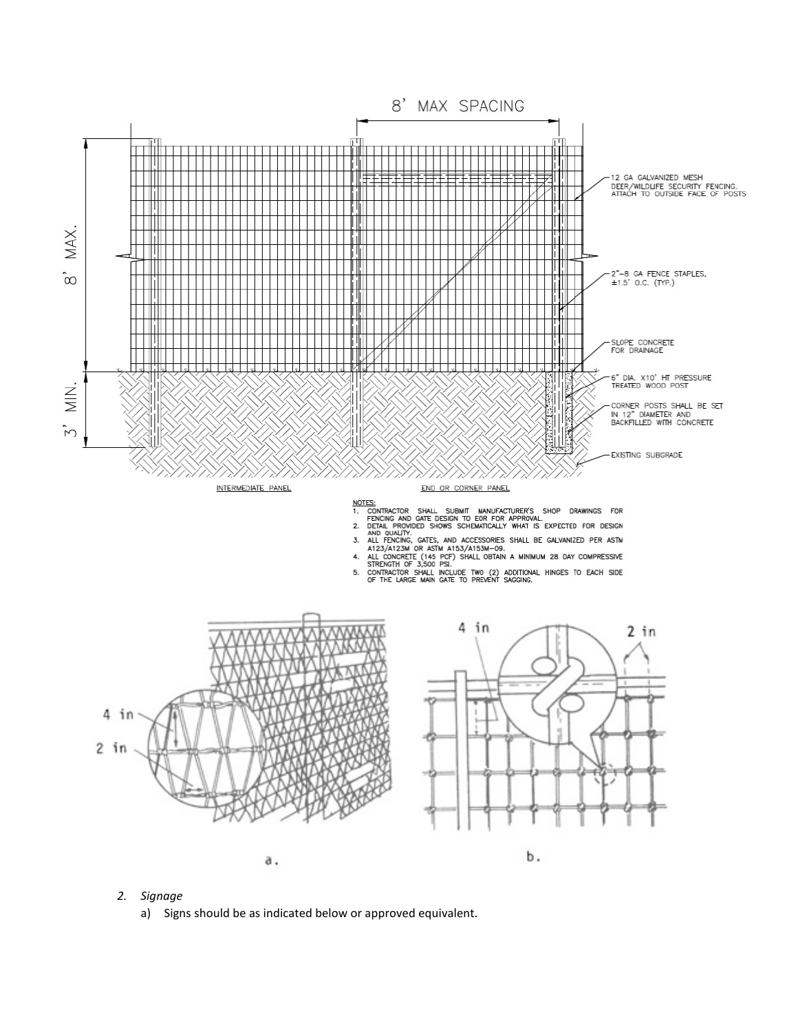8' MAX SPACING

8' MAX.

3' MIN.

12 GA GALVANIZED MESH DEER/WILDLIFE SECURITY FENCING. ATTACH TO OUTSIDE FACE OF POSTS

2"–8 GA FENCE STAPLES, ±1.5' O.C. (TYP.)

SLOPE CONCRETE FOR DRAINAGE

6" DIA. X10' HT PRESSURE TREATED WOOD POST

CORNER POSTS SHALL BE SET IN 12" DIAMETER AND BACKFILLED WITH CONCRETE

EXISTING SUBGRADE

INTERMEDIATE PANEL

END OR CORNER PANEL

NOTES:

1. CONTRACTOR SHALL SUBMIT MANUFACTURER'S SHOP DRAWINGS FOR FENCING AND GATE DESIGN TO EOR FOR APPROVAL.
2. DETAIL PROVIDED SHOWS SCHEMATICALLY WHAT IS EXPECTED FOR DESIGN AND QUALITY.
3. ALL FENCING, GATES, AND ACCESSORIES SHALL BE GALVANIZED PER ASTM A123/A123M OR ASTM A153/A153M–09.
4. ALL CONCRETE (145 PCF) SHALL OBTAIN A MINIMUM 28 DAY COMPRESSIVE STRENGTH OF 3,500 PSI.
5. CONTRACTOR SHALL INCLUDE TWO (2) ADDITIONAL HINGES TO EACH SIDE OF THE LARGE MAIN GATE TO PREVENT SAGGING.

4 in

2 in

a.

4 in

2 in

b.

2. *Signage*
   a) Signs should be as indicated below or approved equivalent.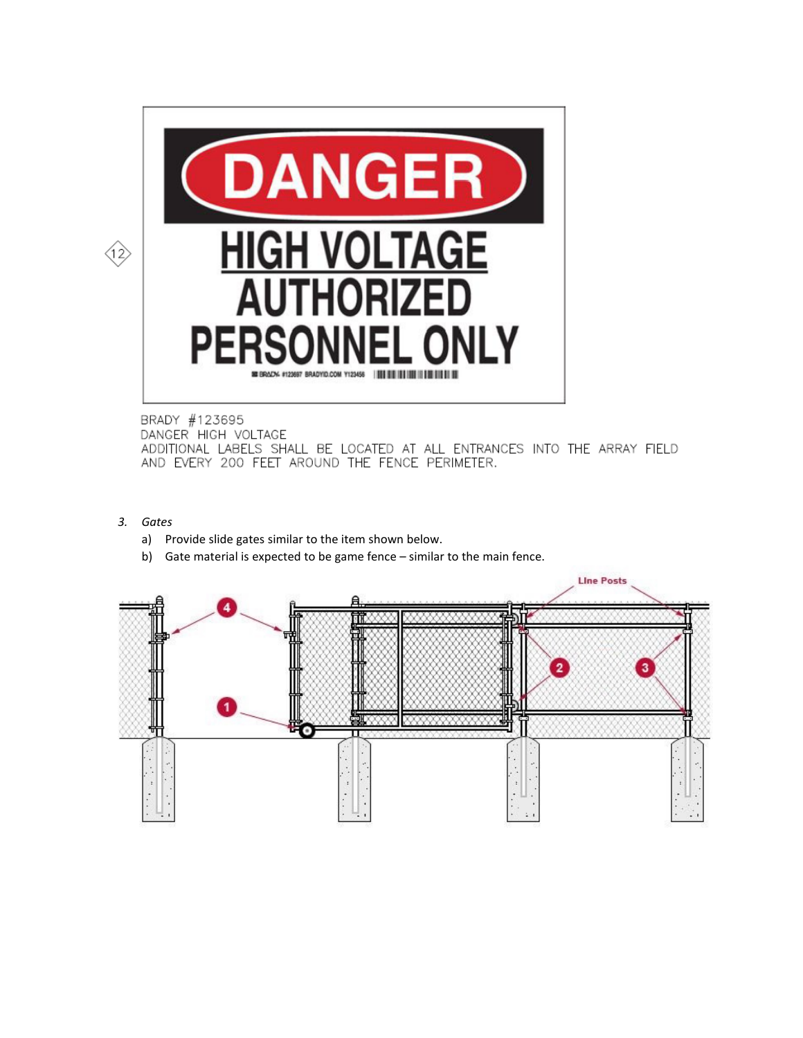BRADY #123695
DANGER HIGH VOLTAGE
ADDITIONAL LABELS SHALL BE LOCATED AT ALL ENTRANCES INTO THE ARRAY FIELD AND EVERY 200 FEET AROUND THE FENCE PERIMETER.

3. *Gates*

   a) Provide slide gates similar to the item shown below.

   b) Gate material is expected to be game fence – similar to the main fence.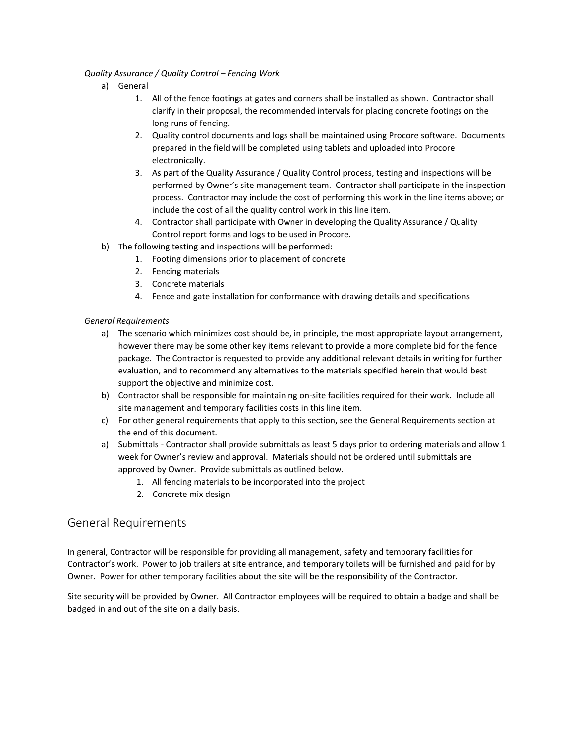*Quality Assurance / Quality Control – Fencing Work*

a) General
   1. All of the fence footings at gates and corners shall be installed as shown. Contractor shall clarify in their proposal, the recommended intervals for placing concrete footings on the long runs of fencing.
   2. Quality control documents and logs shall be maintained using Procore software. Documents prepared in the field will be completed using tablets and uploaded into Procore electronically.
   3. As part of the Quality Assurance / Quality Control process, testing and inspections will be performed by Owner's site management team. Contractor shall participate in the inspection process. Contractor may include the cost of performing this work in the line items above; or include the cost of all the quality control work in this line item.
   4. Contractor shall participate with Owner in developing the Quality Assurance / Quality Control report forms and logs to be used in Procore.

b) The following testing and inspections will be performed:
   1. Footing dimensions prior to placement of concrete
   2. Fencing materials
   3. Concrete materials
   4. Fence and gate installation for conformance with drawing details and specifications

*General Requirements*

a) The scenario which minimizes cost should be, in principle, the most appropriate layout arrangement, however there may be some other key items relevant to provide a more complete bid for the fence package. The Contractor is requested to provide any additional relevant details in writing for further evaluation, and to recommend any alternatives to the materials specified herein that would best support the objective and minimize cost.

b) Contractor shall be responsible for maintaining on-site facilities required for their work. Include all site management and temporary facilities costs in this line item.

c) For other general requirements that apply to this section, see the General Requirements section at the end of this document.

a) Submittals - Contractor shall provide submittals as least 5 days prior to ordering materials and allow 1 week for Owner's review and approval. Materials should not be ordered until submittals are approved by Owner. Provide submittals as outlined below.
   1. All fencing materials to be incorporated into the project
   2. Concrete mix design

## General Requirements

In general, Contractor will be responsible for providing all management, safety and temporary facilities for Contractor's work. Power to job trailers at site entrance, and temporary toilets will be furnished and paid for by Owner. Power for other temporary facilities about the site will be the responsibility of the Contractor.

Site security will be provided by Owner. All Contractor employees will be required to obtain a badge and shall be badged in and out of the site on a daily basis.